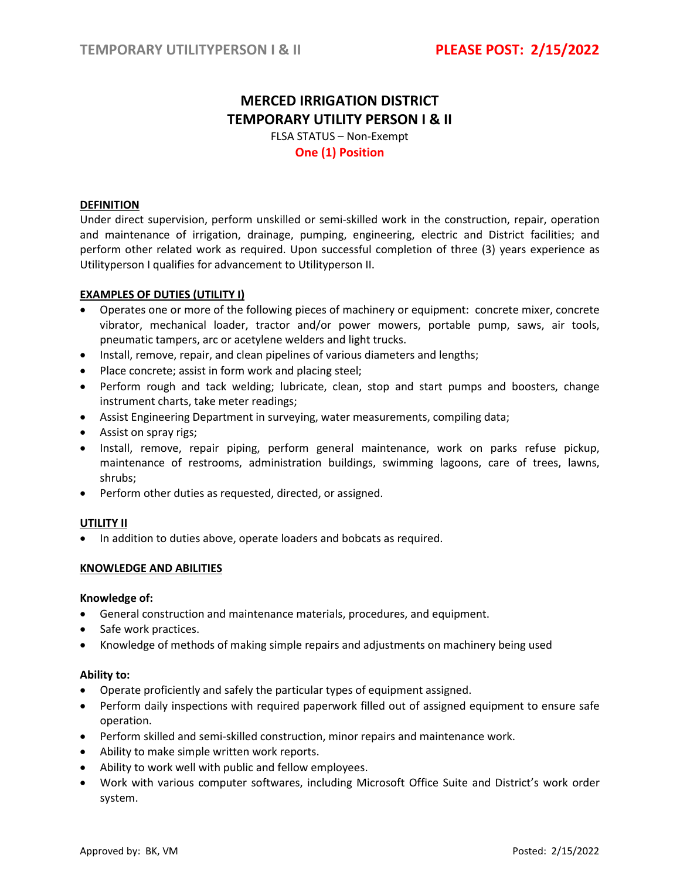# MERCED IRRIGATION DISTRICT
# TEMPORARY UTILITY PERSON I & II

FLSA STATUS – Non-Exempt

**One (1) Position**

## DEFINITION

Under direct supervision, perform unskilled or semi-skilled work in the construction, repair, operation and maintenance of irrigation, drainage, pumping, engineering, electric and District facilities; and perform other related work as required. Upon successful completion of three (3) years experience as Utilityperson I qualifies for advancement to Utilityperson II.

## EXAMPLES OF DUTIES (UTILITY I)

- Operates one or more of the following pieces of machinery or equipment: concrete mixer, concrete vibrator, mechanical loader, tractor and/or power mowers, portable pump, saws, air tools, pneumatic tampers, arc or acetylene welders and light trucks.
- Install, remove, repair, and clean pipelines of various diameters and lengths;
- Place concrete; assist in form work and placing steel;
- Perform rough and tack welding; lubricate, clean, stop and start pumps and boosters, change instrument charts, take meter readings;
- Assist Engineering Department in surveying, water measurements, compiling data;
- Assist on spray rigs;
- Install, remove, repair piping, perform general maintenance, work on parks refuse pickup, maintenance of restrooms, administration buildings, swimming lagoons, care of trees, lawns, shrubs;
- Perform other duties as requested, directed, or assigned.

## UTILITY II

- In addition to duties above, operate loaders and bobcats as required.

## KNOWLEDGE AND ABILITIES

**Knowledge of:**

- General construction and maintenance materials, procedures, and equipment.
- Safe work practices.
- Knowledge of methods of making simple repairs and adjustments on machinery being used

**Ability to:**

- Operate proficiently and safely the particular types of equipment assigned.
- Perform daily inspections with required paperwork filled out of assigned equipment to ensure safe operation.
- Perform skilled and semi-skilled construction, minor repairs and maintenance work.
- Ability to make simple written work reports.
- Ability to work well with public and fellow employees.
- Work with various computer softwares, including Microsoft Office Suite and District's work order system.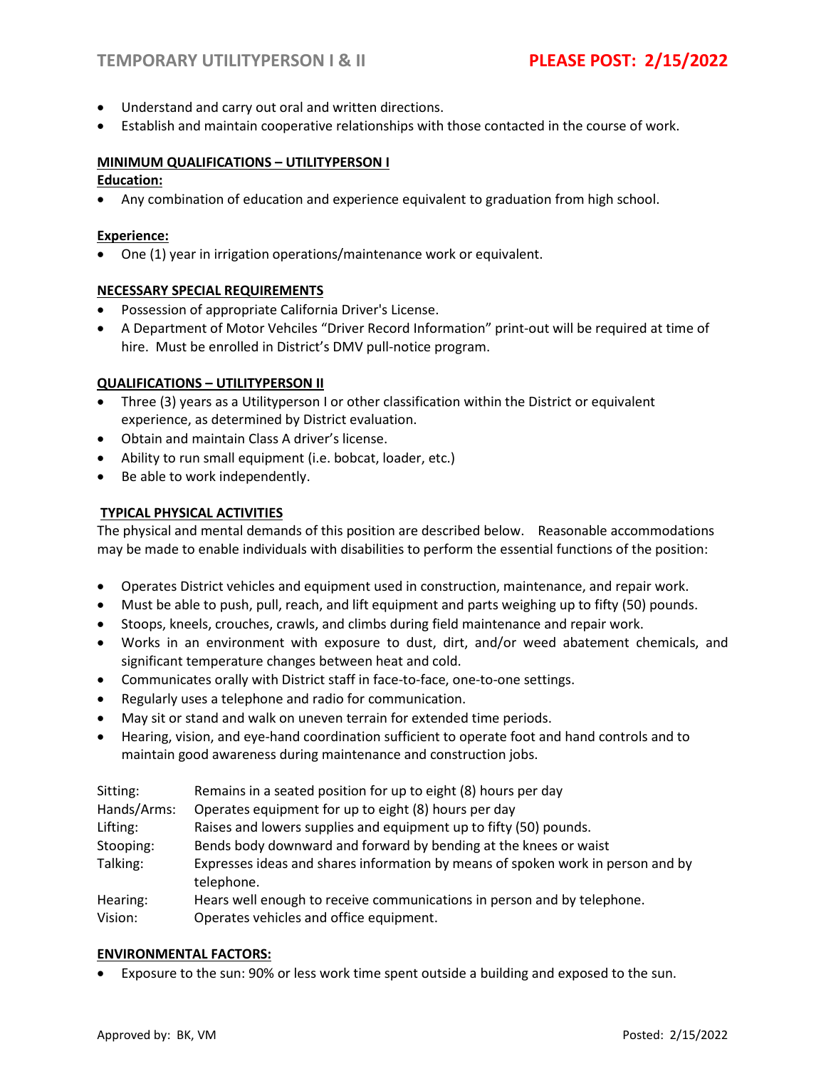- Understand and carry out oral and written directions.
- Establish and maintain cooperative relationships with those contacted in the course of work.

**MINIMUM QUALIFICATIONS – UTILITYPERSON I**

**Education:**

- Any combination of education and experience equivalent to graduation from high school.

**Experience:**

- One (1) year in irrigation operations/maintenance work or equivalent.

**NECESSARY SPECIAL REQUIREMENTS**

- Possession of appropriate California Driver's License.
- A Department of Motor Vehciles "Driver Record Information" print-out will be required at time of hire. Must be enrolled in District's DMV pull-notice program.

**QUALIFICATIONS – UTILITYPERSON II**

- Three (3) years as a Utilityperson I or other classification within the District or equivalent experience, as determined by District evaluation.
- Obtain and maintain Class A driver's license.
- Ability to run small equipment (i.e. bobcat, loader, etc.)
- Be able to work independently.

**TYPICAL PHYSICAL ACTIVITIES**

The physical and mental demands of this position are described below. Reasonable accommodations may be made to enable individuals with disabilities to perform the essential functions of the position:

- Operates District vehicles and equipment used in construction, maintenance, and repair work.
- Must be able to push, pull, reach, and lift equipment and parts weighing up to fifty (50) pounds.
- Stoops, kneels, crouches, crawls, and climbs during field maintenance and repair work.
- Works in an environment with exposure to dust, dirt, and/or weed abatement chemicals, and significant temperature changes between heat and cold.
- Communicates orally with District staff in face-to-face, one-to-one settings.
- Regularly uses a telephone and radio for communication.
- May sit or stand and walk on uneven terrain for extended time periods.
- Hearing, vision, and eye-hand coordination sufficient to operate foot and hand controls and to maintain good awareness during maintenance and construction jobs.

| | |
|---|---|
| Sitting: | Remains in a seated position for up to eight (8) hours per day |
| Hands/Arms: | Operates equipment for up to eight (8) hours per day |
| Lifting: | Raises and lowers supplies and equipment up to fifty (50) pounds. |
| Stooping: | Bends body downward and forward by bending at the knees or waist |
| Talking: | Expresses ideas and shares information by means of spoken work in person and by telephone. |
| Hearing: | Hears well enough to receive communications in person and by telephone. |
| Vision: | Operates vehicles and office equipment. |

**ENVIRONMENTAL FACTORS:**

- Exposure to the sun: 90% or less work time spent outside a building and exposed to the sun.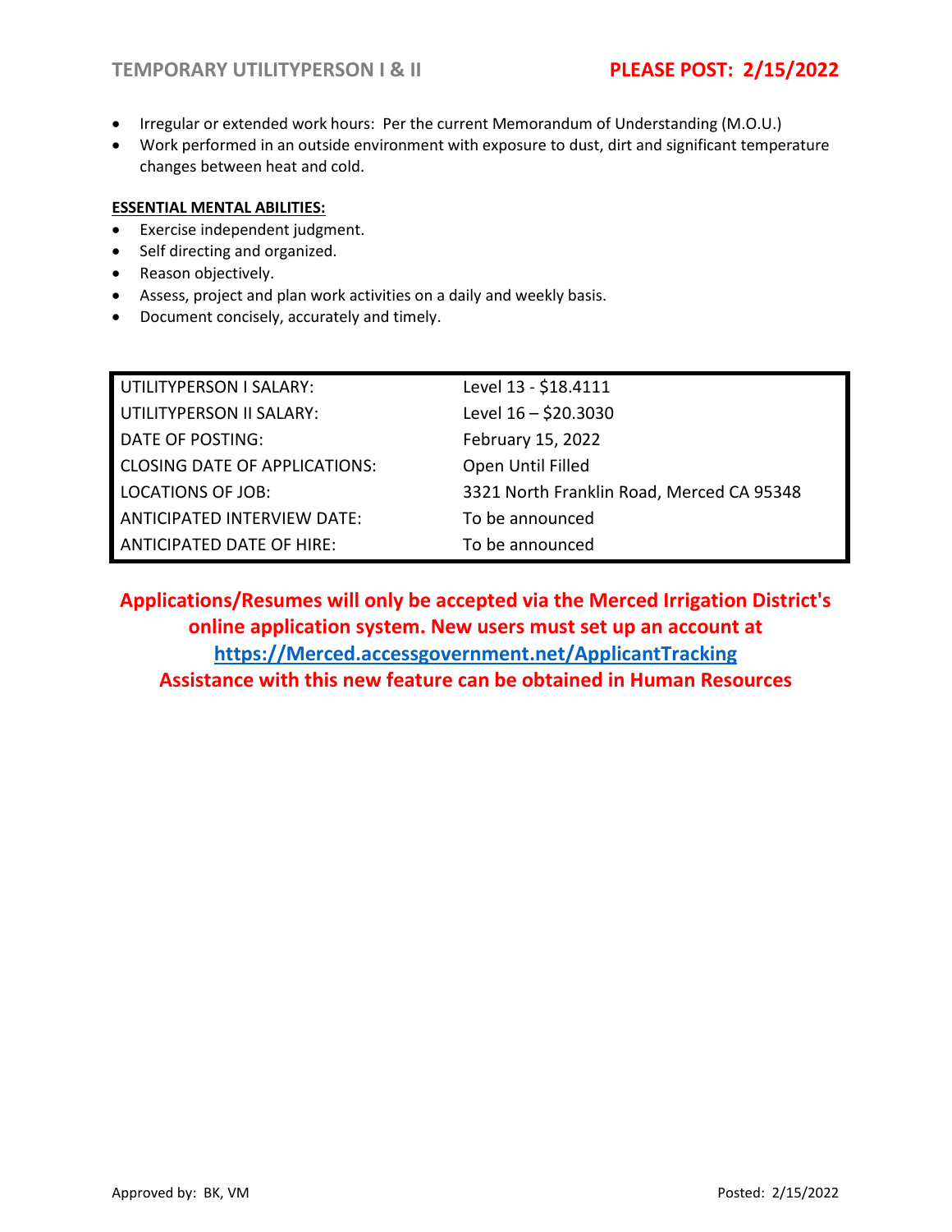- Irregular or extended work hours: Per the current Memorandum of Understanding (M.O.U.)
- Work performed in an outside environment with exposure to dust, dirt and significant temperature changes between heat and cold.

**ESSENTIAL MENTAL ABILITIES:**

- Exercise independent judgment.
- Self directing and organized.
- Reason objectively.
- Assess, project and plan work activities on a daily and weekly basis.
- Document concisely, accurately and timely.

| | |
|---|---|
| UTILITYPERSON I SALARY: | Level 13 - $18.4111 |
| UTILITYPERSON II SALARY: | Level 16 – $20.3030 |
| DATE OF POSTING: | February 15, 2022 |
| CLOSING DATE OF APPLICATIONS: | Open Until Filled |
| LOCATIONS OF JOB: | 3321 North Franklin Road, Merced CA 95348 |
| ANTICIPATED INTERVIEW DATE: | To be announced |
| ANTICIPATED DATE OF HIRE: | To be announced |

**Applications/Resumes will only be accepted via the Merced Irrigation District's online application system. New users must set up an account at [https://Merced.accessgovernment.net/ApplicantTracking](https://Merced.accessgovernment.net/ApplicantTracking)**
**Assistance with this new feature can be obtained in Human Resources**

Approved by: BK, VM

Posted: 2/15/2022